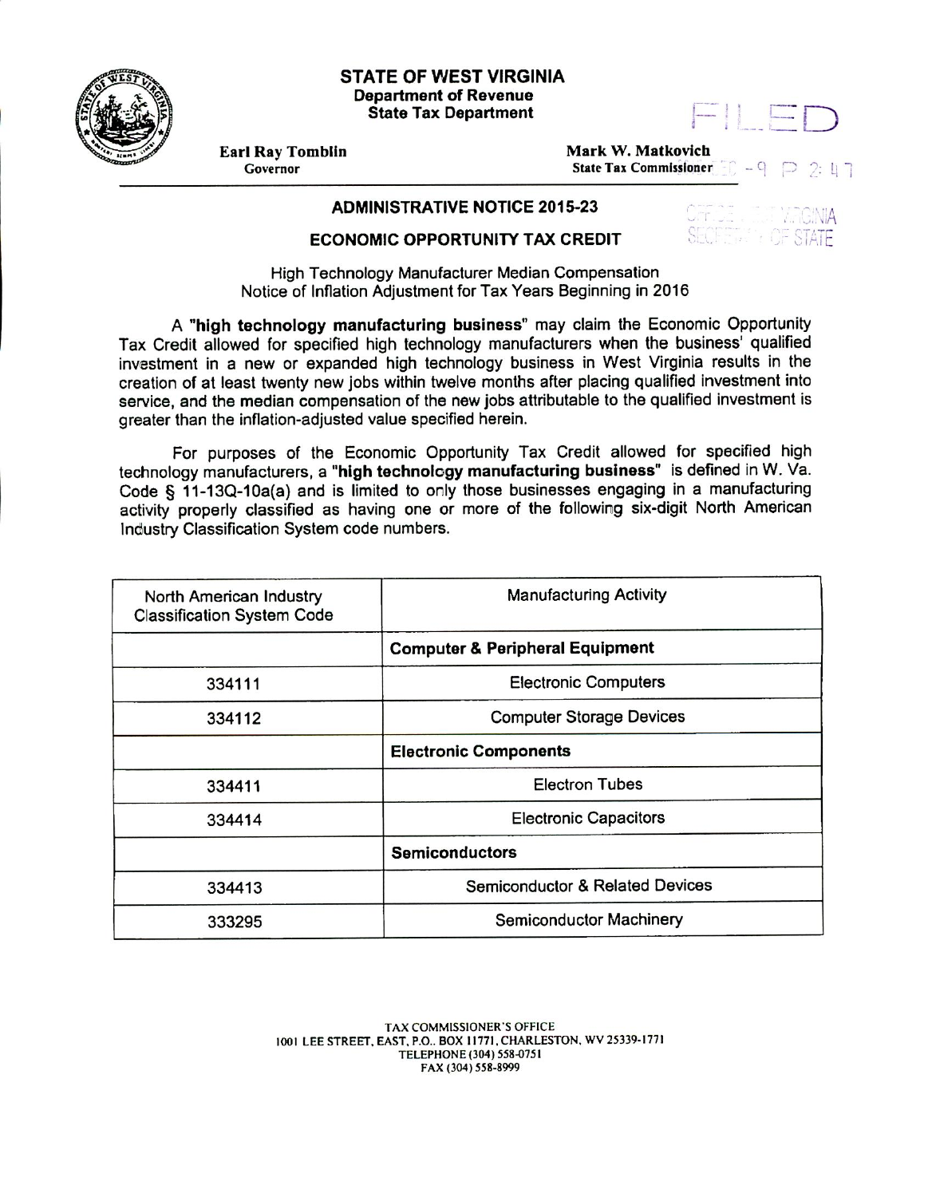# STATE OF WEST VIRGINIA
## Department of Revenue
## State Tax Department

**Earl Ray Tomblin**
Governor

**Mark W. Matkovich**
State Tax Commissioner

FILED

### ADMINISTRATIVE NOTICE 2015-23

### ECONOMIC OPPORTUNITY TAX CREDIT

High Technology Manufacturer Median Compensation
Notice of Inflation Adjustment for Tax Years Beginning in 2016

A **"high technology manufacturing business"** may claim the Economic Opportunity Tax Credit allowed for specified high technology manufacturers when the business' qualified investment in a new or expanded high technology business in West Virginia results in the creation of at least twenty new jobs within twelve months after placing qualified investment into service, and the median compensation of the new jobs attributable to the qualified investment is greater than the inflation-adjusted value specified herein.

For purposes of the Economic Opportunity Tax Credit allowed for specified high technology manufacturers, a **"high technology manufacturing business"** is defined in W. Va. Code § 11-13Q-10a(a) and is limited to only those businesses engaging in a manufacturing activity properly classified as having one or more of the following six-digit North American Industry Classification System code numbers.

| North American Industry Classification System Code | Manufacturing Activity |
|---|---|
| | **Computer & Peripheral Equipment** |
| 334111 | Electronic Computers |
| 334112 | Computer Storage Devices |
| | **Electronic Components** |
| 334411 | Electron Tubes |
| 334414 | Electronic Capacitors |
| | **Semiconductors** |
| 334413 | Semiconductor & Related Devices |
| 333295 | Semiconductor Machinery |

TAX COMMISSIONER'S OFFICE
1001 LEE STREET, EAST, P.O. BOX 11771, CHARLESTON, WV 25339-1771
TELEPHONE (304) 558-0751
FAX (304) 558-8999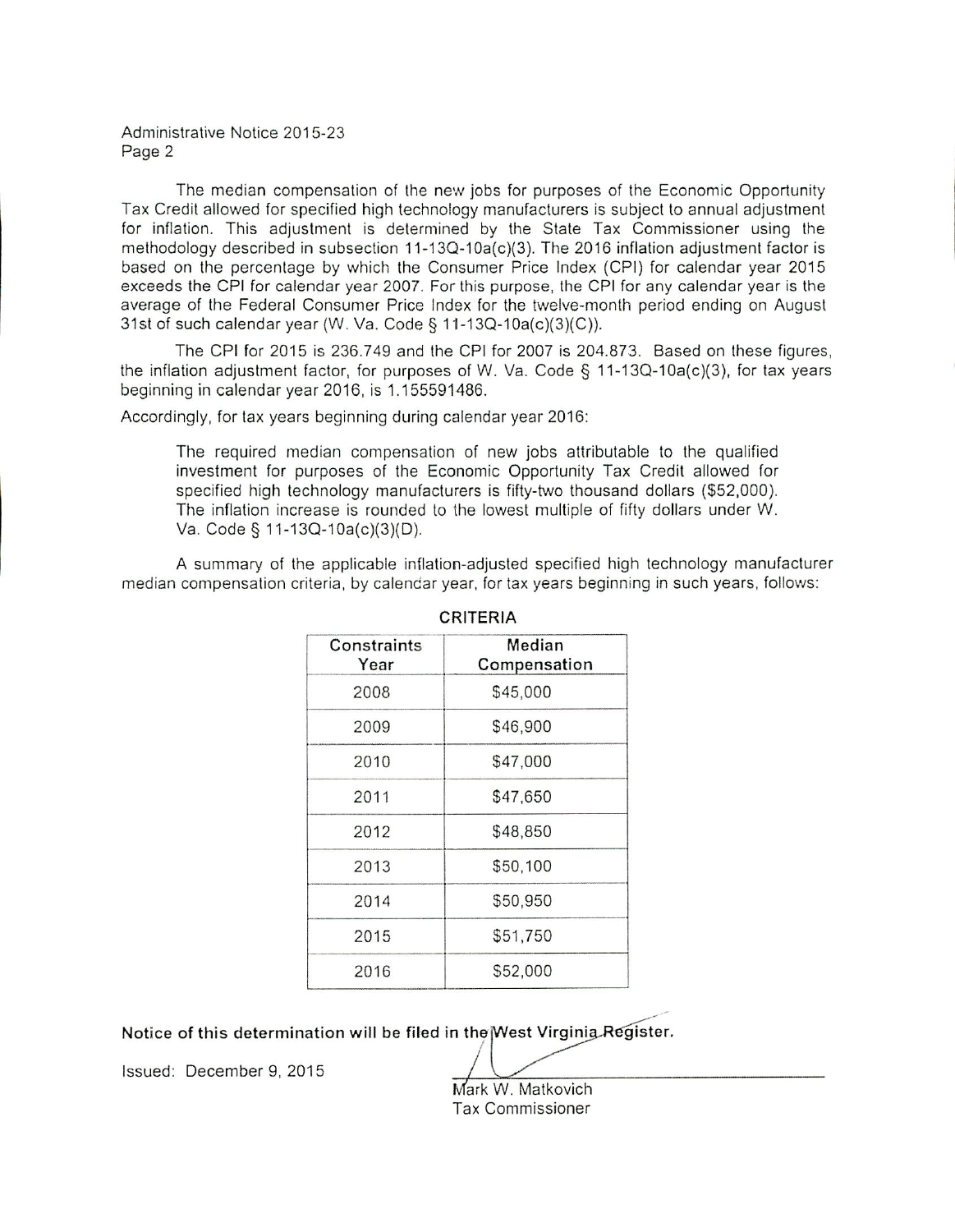The median compensation of the new jobs for purposes of the Economic Opportunity Tax Credit allowed for specified high technology manufacturers is subject to annual adjustment for inflation. This adjustment is determined by the State Tax Commissioner using the methodology described in subsection 11-13Q-10a(c)(3). The 2016 inflation adjustment factor is based on the percentage by which the Consumer Price Index (CPI) for calendar year 2015 exceeds the CPI for calendar year 2007. For this purpose, the CPI for any calendar year is the average of the Federal Consumer Price Index for the twelve-month period ending on August 31st of such calendar year (W. Va. Code § 11-13Q-10a(c)(3)(C)).

The CPI for 2015 is 236.749 and the CPI for 2007 is 204.873. Based on these figures, the inflation adjustment factor, for purposes of W. Va. Code § 11-13Q-10a(c)(3), for tax years beginning in calendar year 2016, is 1.155591486.

Accordingly, for tax years beginning during calendar year 2016:

> The required median compensation of new jobs attributable to the qualified investment for purposes of the Economic Opportunity Tax Credit allowed for specified high technology manufacturers is fifty-two thousand dollars ($52,000). The inflation increase is rounded to the lowest multiple of fifty dollars under W. Va. Code § 11-13Q-10a(c)(3)(D).

A summary of the applicable inflation-adjusted specified high technology manufacturer median compensation criteria, by calendar year, for tax years beginning in such years, follows:

**CRITERIA**

| Constraints Year | Median Compensation |
|---|---|
| 2008 | $45,000 |
| 2009 | $46,900 |
| 2010 | $47,000 |
| 2011 | $47,650 |
| 2012 | $48,850 |
| 2013 | $50,100 |
| 2014 | $50,950 |
| 2015 | $51,750 |
| 2016 | $52,000 |

**Notice of this determination will be filed in the West Virginia Register.**

Issued: December 9, 2015

Mark W. Matkovich
Tax Commissioner